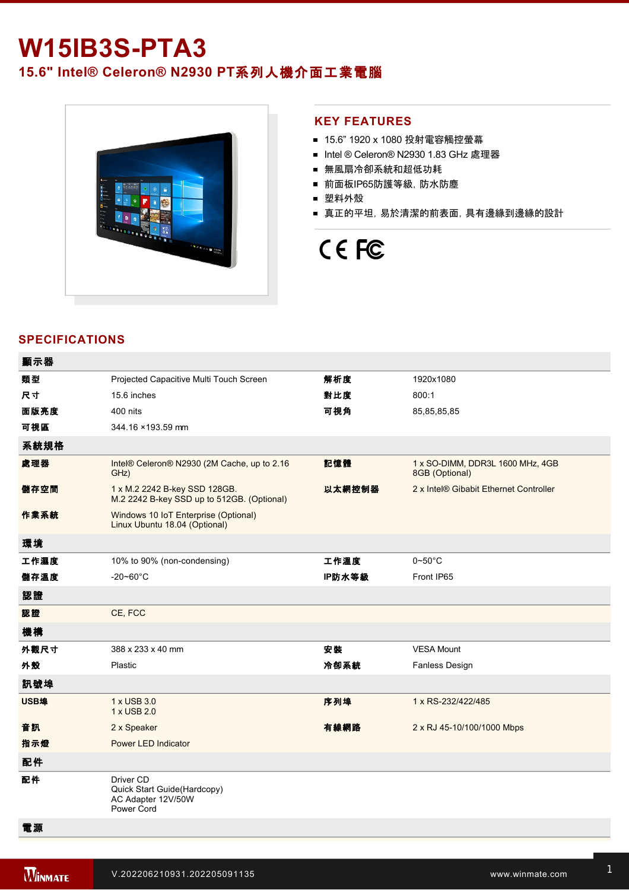# W15IB3S-PTA3

## 15.6" Intel® Celeron® N2930 PT系列人機介面工業電腦

## KEY FEATURES

- 15.6” 1920 x 1080 投射電容觸控螢幕
- Intel ® Celeron® N2930 1.83 GHz 處理器
- 無風扇冷卻系統和超低功耗
- 前面板IP65防護等級，防水防塵
- 塑料外殼
- 真正的平坦，易於清潔的前表面，具有邊緣到邊緣的設計

## SPECIFICATIONS

| 顯示器 | | | |
|---|---|---|---|
| 類型 | Projected Capacitive Multi Touch Screen | 解析度 | 1920x1080 |
| 尺寸 | 15.6 inches | 對比度 | 800:1 |
| 面版亮度 | 400 nits | 可視角 | 85,85,85,85 |
| 可視區 | 344.16 ×193.59 mm | | |
| **系統規格** | | | |
| 處理器 | Intel® Celeron® N2930 (2M Cache, up to 2.16 GHz) | 記憶體 | 1 x SO-DIMM, DDR3L 1600 MHz, 4GB 8GB (Optional) |
| 儲存空間 | 1 x M.2 2242 B-key SSD 128GB.<br>M.2 2242 B-key SSD up to 512GB. (Optional) | 以太網控制器 | 2 x Intel® Gibabit Ethernet Controller |
| 作業系統 | Windows 10 IoT Enterprise (Optional)<br>Linux Ubuntu 18.04 (Optional) | | |
| **環境** | | | |
| 工作濕度 | 10% to 90% (non-condensing) | 工作溫度 | 0~50°C |
| 儲存溫度 | -20~60°C | IP防水等級 | Front IP65 |
| **認證** | | | |
| 認證 | CE, FCC | | |
| **機構** | | | |
| 外觀尺寸 | 388 x 233 x 40 mm | 安裝 | VESA Mount |
| 外殼 | Plastic | 冷卻系統 | Fanless Design |
| **訊號埠** | | | |
| USB埠 | 1 x USB 3.0<br>1 x USB 2.0 | 序列埠 | 1 x RS-232/422/485 |
| 音訊 | 2 x Speaker | 有線網路 | 2 x RJ 45-10/100/1000 Mbps |
| 指示燈 | Power LED Indicator | | |
| **配件** | | | |
| 配件 | Driver CD<br>Quick Start Guide(Hardcopy)<br>AC Adapter 12V/50W<br>Power Cord | | |
| **電源** | | | |

V.202206210931.202205091135

www.winmate.com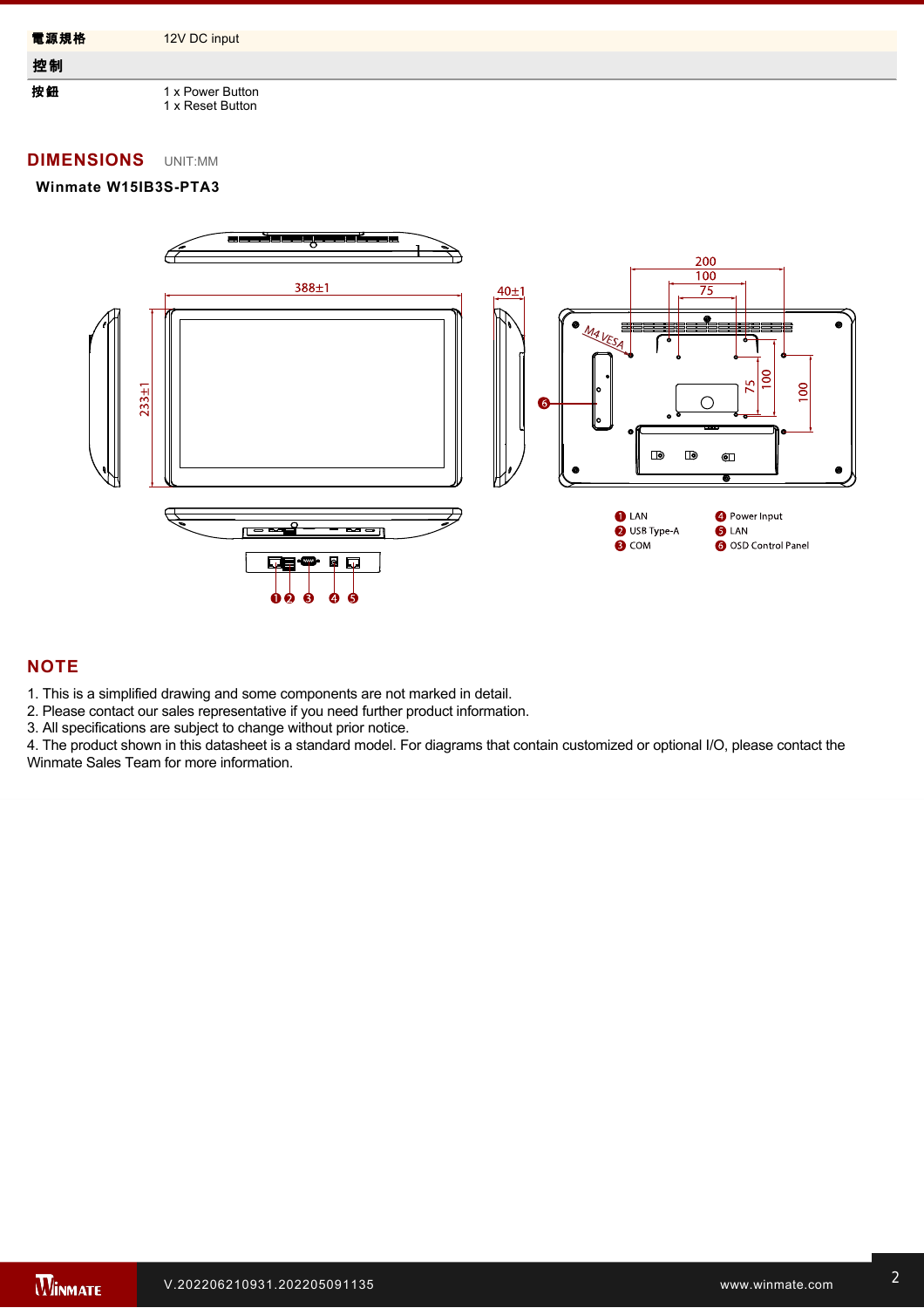| | |
|---|---|
| 電源規格 | 12V DC input |
| **控制** | |
| 按鈕 | 1 x Power Button<br>1 x Reset Button |

## DIMENSIONS UNIT:MM

**Winmate W15IB3S-PTA3**

388±1
40±1
233±1
200
100
75
75
100
100
M4 VESA

1 LAN
2 USB Type-A
3 COM
4 Power Input
5 LAN
6 OSD Control Panel

## NOTE

1. This is a simplified drawing and some components are not marked in detail.
2. Please contact our sales representative if you need further product information.
3. All specifications are subject to change without prior notice.
4. The product shown in this datasheet is a standard model. For diagrams that contain customized or optional I/O, please contact the Winmate Sales Team for more information.